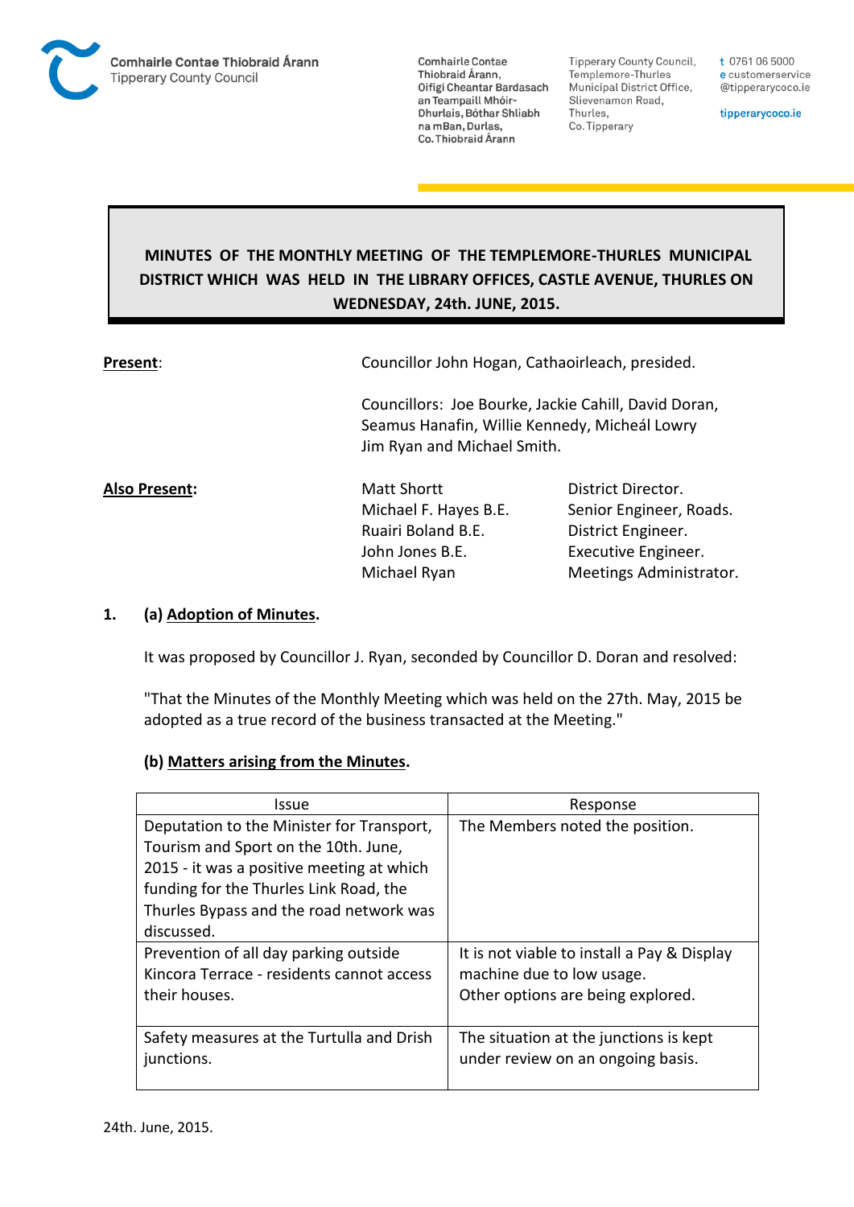Comhairle Contae Thiobraid Árann
Tipperary County Council

Comhairle Contae Thiobraid Árann, Oifigí Cheantar Bardasach an Teampaill Mhóir-Dhurlais, Bóthar Shliabh na mBan, Durlas, Co. Thiobraid Árann

Tipperary County Council, Templemore-Thurles Municipal District Office, Slievenamon Road, Thurles, Co. Tipperary

t 0761 06 5000
e customerservice@tipperarycoco.ie
tipperarycoco.ie

# MINUTES OF THE MONTHLY MEETING OF THE TEMPLEMORE-THURLES MUNICIPAL DISTRICT WHICH WAS HELD IN THE LIBRARY OFFICES, CASTLE AVENUE, THURLES ON WEDNESDAY, 24th. JUNE, 2015.

**Present**: Councillor John Hogan, Cathaoirleach, presided.

Councillors: Joe Bourke, Jackie Cahill, David Doran, Seamus Hanafin, Willie Kennedy, Micheál Lowry Jim Ryan and Michael Smith.

**Also Present:**

| | |
|---|---|
| Matt Shortt | District Director. |
| Michael F. Hayes B.E. | Senior Engineer, Roads. |
| Ruairi Boland B.E. | District Engineer. |
| John Jones B.E. | Executive Engineer. |
| Michael Ryan | Meetings Administrator. |

**1. (a) Adoption of Minutes.**

It was proposed by Councillor J. Ryan, seconded by Councillor D. Doran and resolved:

"That the Minutes of the Monthly Meeting which was held on the 27th. May, 2015 be adopted as a true record of the business transacted at the Meeting."

**(b) Matters arising from the Minutes.**

| Issue | Response |
|---|---|
| Deputation to the Minister for Transport, Tourism and Sport on the 10th. June, 2015 - it was a positive meeting at which funding for the Thurles Link Road, the Thurles Bypass and the road network was discussed. | The Members noted the position. |
| Prevention of all day parking outside Kincora Terrace - residents cannot access their houses. | It is not viable to install a Pay & Display machine due to low usage. Other options are being explored. |
| Safety measures at the Turtulla and Drish junctions. | The situation at the junctions is kept under review on an ongoing basis. |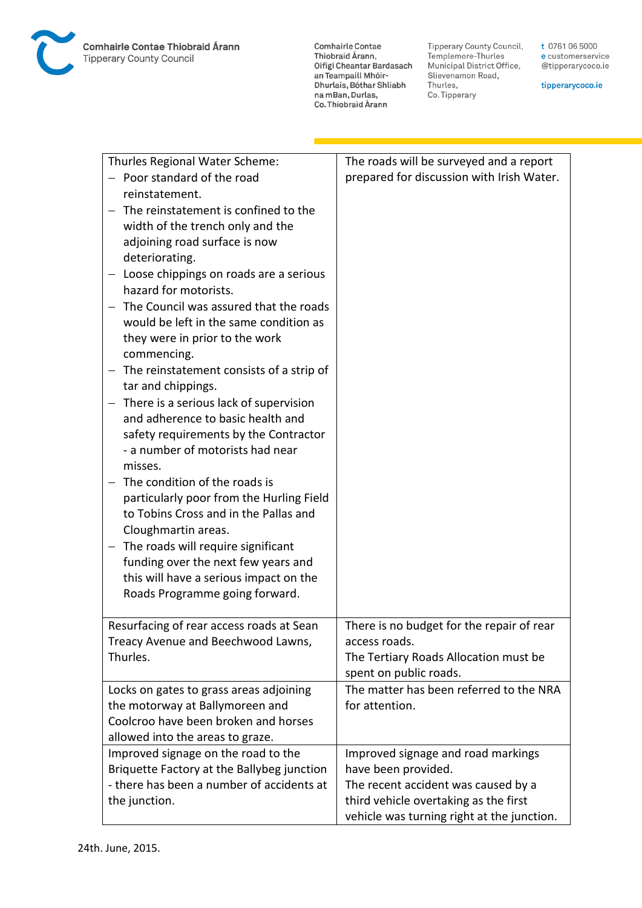| | |
|---|---|
| Thurles Regional Water Scheme:<br>– Poor standard of the road reinstatement.<br>– The reinstatement is confined to the width of the trench only and the adjoining road surface is now deteriorating.<br>– Loose chippings on roads are a serious hazard for motorists.<br>– The Council was assured that the roads would be left in the same condition as they were in prior to the work commencing.<br>– The reinstatement consists of a strip of tar and chippings.<br>– There is a serious lack of supervision and adherence to basic health and safety requirements by the Contractor - a number of motorists had near misses.<br>– The condition of the roads is particularly poor from the Hurling Field to Tobins Cross and in the Pallas and Cloughmartin areas.<br>– The roads will require significant funding over the next few years and this will have a serious impact on the Roads Programme going forward. | The roads will be surveyed and a report prepared for discussion with Irish Water. |
| Resurfacing of rear access roads at Sean Treacy Avenue and Beechwood Lawns, Thurles. | There is no budget for the repair of rear access roads.<br>The Tertiary Roads Allocation must be spent on public roads. |
| Locks on gates to grass areas adjoining the motorway at Ballymoreen and Coolcroo have been broken and horses allowed into the areas to graze. | The matter has been referred to the NRA for attention. |
| Improved signage on the road to the Briquette Factory at the Ballybeg junction - there has been a number of accidents at the junction. | Improved signage and road markings have been provided.<br>The recent accident was caused by a third vehicle overtaking as the first vehicle was turning right at the junction. |

24th. June, 2015.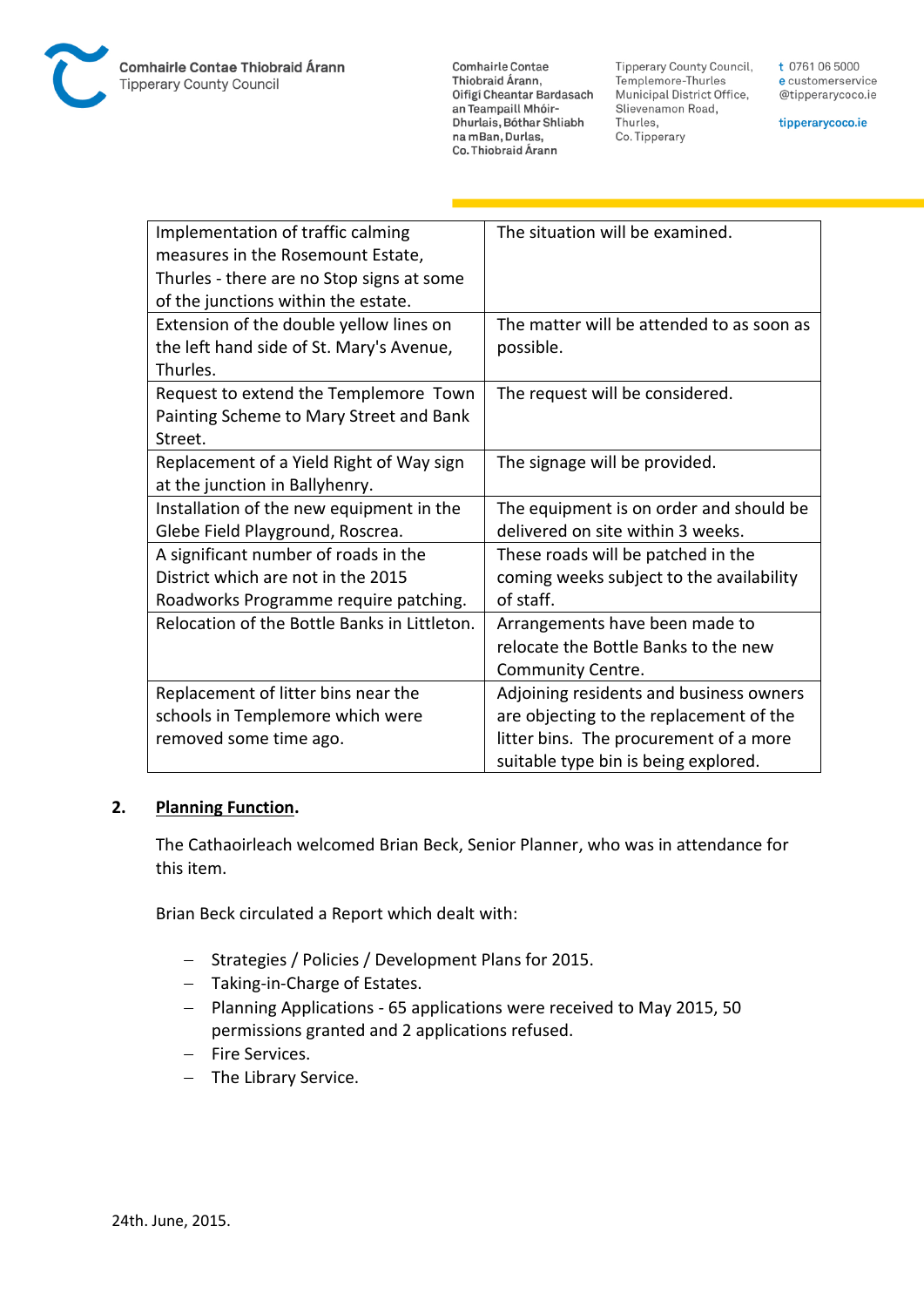| | |
|---|---|
| Implementation of traffic calming measures in the Rosemount Estate, Thurles - there are no Stop signs at some of the junctions within the estate. | The situation will be examined. |
| Extension of the double yellow lines on the left hand side of St. Mary's Avenue, Thurles. | The matter will be attended to as soon as possible. |
| Request to extend the Templemore Town Painting Scheme to Mary Street and Bank Street. | The request will be considered. |
| Replacement of a Yield Right of Way sign at the junction in Ballyhenry. | The signage will be provided. |
| Installation of the new equipment in the Glebe Field Playground, Roscrea. | The equipment is on order and should be delivered on site within 3 weeks. |
| A significant number of roads in the District which are not in the 2015 Roadworks Programme require patching. | These roads will be patched in the coming weeks subject to the availability of staff. |
| Relocation of the Bottle Banks in Littleton. | Arrangements have been made to relocate the Bottle Banks to the new Community Centre. |
| Replacement of litter bins near the schools in Templemore which were removed some time ago. | Adjoining residents and business owners are objecting to the replacement of the litter bins. The procurement of a more suitable type bin is being explored. |

**2. <u>Planning Function</u>.**

The Cathaoirleach welcomed Brian Beck, Senior Planner, who was in attendance for this item.

Brian Beck circulated a Report which dealt with:

- Strategies / Policies / Development Plans for 2015.
- Taking-in-Charge of Estates.
- Planning Applications - 65 applications were received to May 2015, 50 permissions granted and 2 applications refused.
- Fire Services.
- The Library Service.

24th. June, 2015.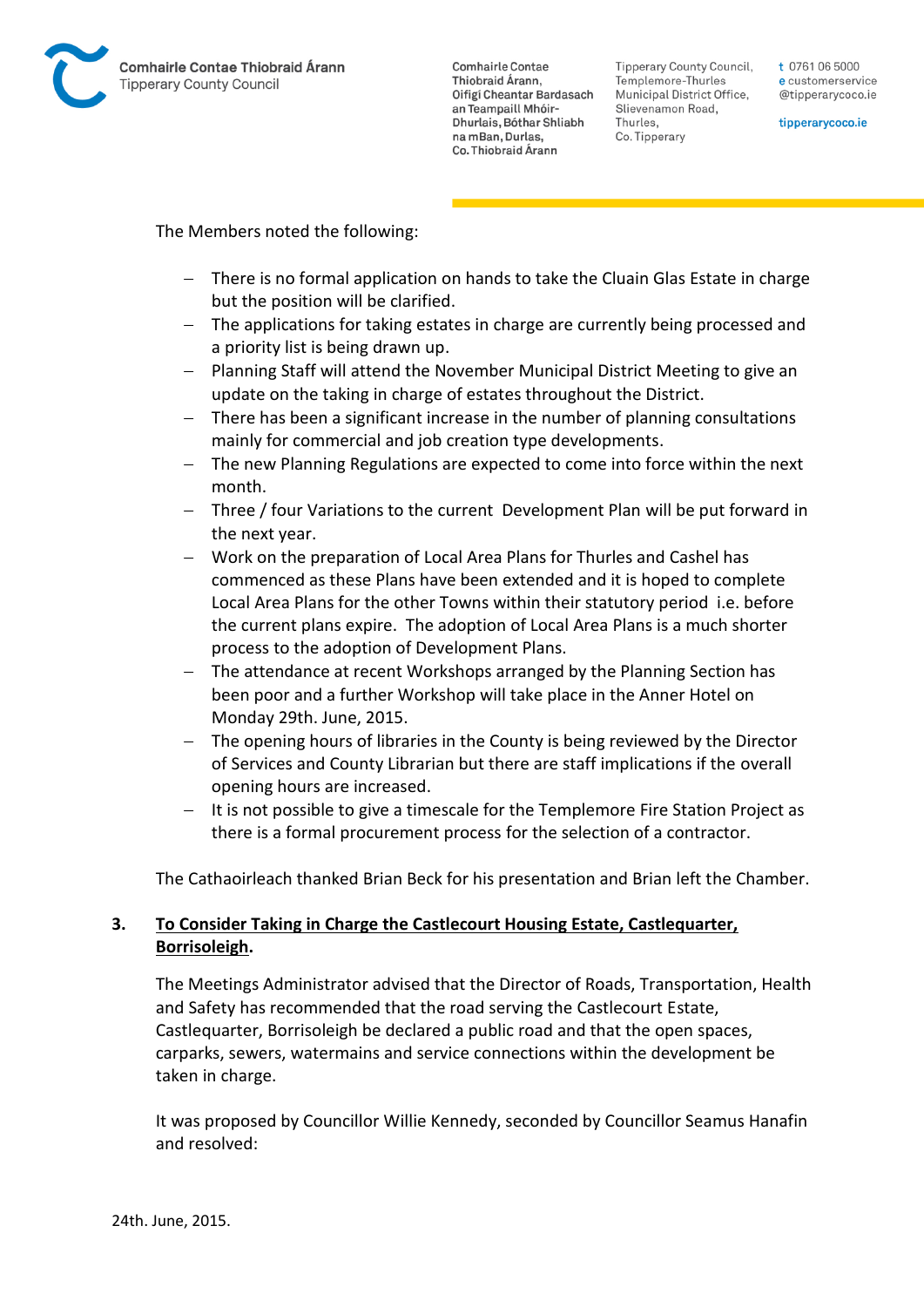The Members noted the following:

- There is no formal application on hands to take the Cluain Glas Estate in charge but the position will be clarified.
- The applications for taking estates in charge are currently being processed and a priority list is being drawn up.
- Planning Staff will attend the November Municipal District Meeting to give an update on the taking in charge of estates throughout the District.
- There has been a significant increase in the number of planning consultations mainly for commercial and job creation type developments.
- The new Planning Regulations are expected to come into force within the next month.
- Three / four Variations to the current Development Plan will be put forward in the next year.
- Work on the preparation of Local Area Plans for Thurles and Cashel has commenced as these Plans have been extended and it is hoped to complete Local Area Plans for the other Towns within their statutory period i.e. before the current plans expire. The adoption of Local Area Plans is a much shorter process to the adoption of Development Plans.
- The attendance at recent Workshops arranged by the Planning Section has been poor and a further Workshop will take place in the Anner Hotel on Monday 29th. June, 2015.
- The opening hours of libraries in the County is being reviewed by the Director of Services and County Librarian but there are staff implications if the overall opening hours are increased.
- It is not possible to give a timescale for the Templemore Fire Station Project as there is a formal procurement process for the selection of a contractor.

The Cathaoirleach thanked Brian Beck for his presentation and Brian left the Chamber.

**3. To Consider Taking in Charge the Castlecourt Housing Estate, Castlequarter, Borrisoleigh.**

The Meetings Administrator advised that the Director of Roads, Transportation, Health and Safety has recommended that the road serving the Castlecourt Estate, Castlequarter, Borrisoleigh be declared a public road and that the open spaces, carparks, sewers, watermains and service connections within the development be taken in charge.

It was proposed by Councillor Willie Kennedy, seconded by Councillor Seamus Hanafin and resolved: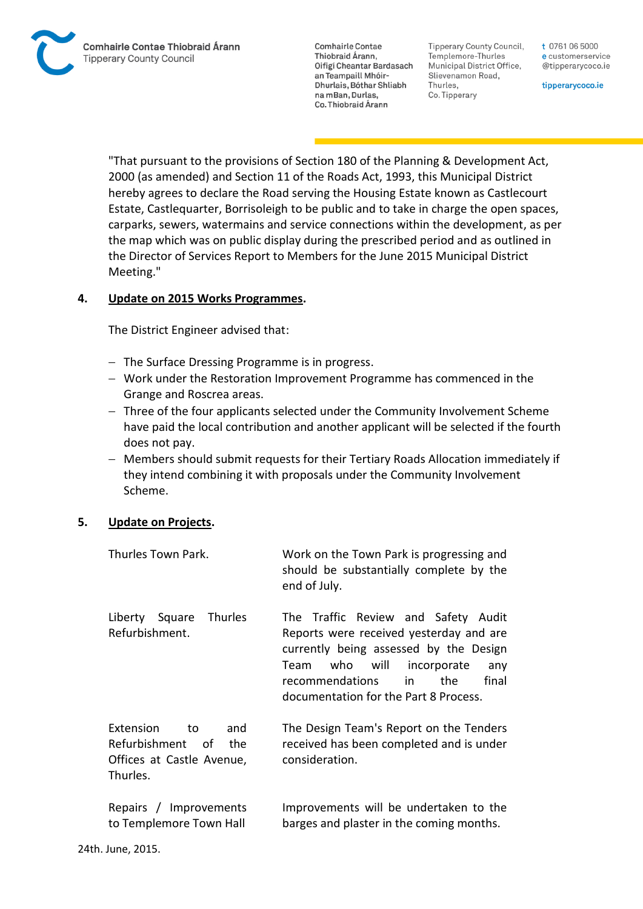"That pursuant to the provisions of Section 180 of the Planning & Development Act, 2000 (as amended) and Section 11 of the Roads Act, 1993, this Municipal District hereby agrees to declare the Road serving the Housing Estate known as Castlecourt Estate, Castlequarter, Borrisoleigh to be public and to take in charge the open spaces, carparks, sewers, watermains and service connections within the development, as per the map which was on public display during the prescribed period and as outlined in the Director of Services Report to Members for the June 2015 Municipal District Meeting."

**4. Update on 2015 Works Programmes.**

The District Engineer advised that:

- The Surface Dressing Programme is in progress.
- Work under the Restoration Improvement Programme has commenced in the Grange and Roscrea areas.
- Three of the four applicants selected under the Community Involvement Scheme have paid the local contribution and another applicant will be selected if the fourth does not pay.
- Members should submit requests for their Tertiary Roads Allocation immediately if they intend combining it with proposals under the Community Involvement Scheme.

**5. Update on Projects.**

| | |
|---|---|
| Thurles Town Park. | Work on the Town Park is progressing and should be substantially complete by the end of July. |
| Liberty Square Thurles Refurbishment. | The Traffic Review and Safety Audit Reports were received yesterday and are currently being assessed by the Design Team who will incorporate any recommendations in the final documentation for the Part 8 Process. |
| Extension to and Refurbishment of the Offices at Castle Avenue, Thurles. | The Design Team's Report on the Tenders received has been completed and is under consideration. |
| Repairs / Improvements to Templemore Town Hall | Improvements will be undertaken to the barges and plaster in the coming months. |

24th. June, 2015.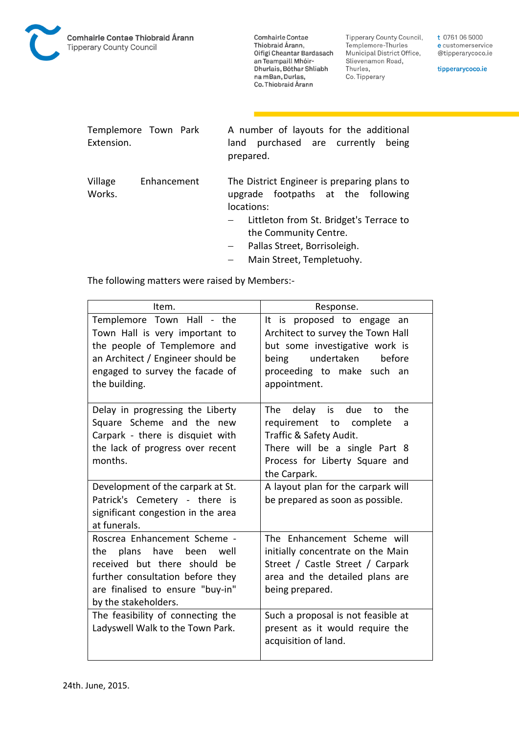| | |
|---|---|
| Templemore Town Park Extension. | A number of layouts for the additional land purchased are currently being prepared. |
| Village Enhancement Works. | The District Engineer is preparing plans to upgrade footpaths at the following locations:<br>– Littleton from St. Bridget's Terrace to the Community Centre.<br>– Pallas Street, Borrisoleigh.<br>– Main Street, Templetuohy. |

The following matters were raised by Members:-

| Item. | Response. |
|---|---|
| Templemore Town Hall - the Town Hall is very important to the people of Templemore and an Architect / Engineer should be engaged to survey the facade of the building. | It is proposed to engage an Architect to survey the Town Hall but some investigative work is being undertaken before proceeding to make such an appointment. |
| Delay in progressing the Liberty Square Scheme and the new Carpark - there is disquiet with the lack of progress over recent months. | The delay is due to the requirement to complete a Traffic & Safety Audit.<br>There will be a single Part 8 Process for Liberty Square and the Carpark. |
| Development of the carpark at St. Patrick's Cemetery - there is significant congestion in the area at funerals. | A layout plan for the carpark will be prepared as soon as possible. |
| Roscrea Enhancement Scheme - the plans have been well received but there should be further consultation before they are finalised to ensure "buy-in" by the stakeholders. | The Enhancement Scheme will initially concentrate on the Main Street / Castle Street / Carpark area and the detailed plans are being prepared. |
| The feasibility of connecting the Ladyswell Walk to the Town Park. | Such a proposal is not feasible at present as it would require the acquisition of land. |

24th. June, 2015.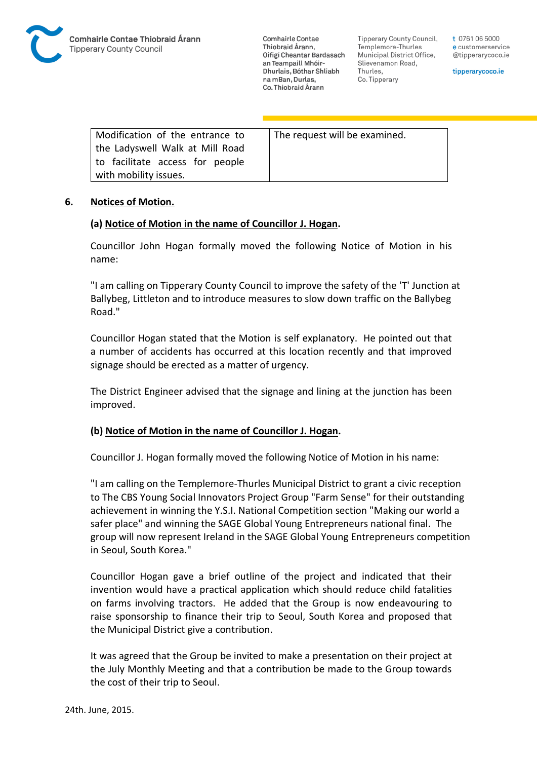| Modification of the entrance to the Ladyswell Walk at Mill Road to facilitate access for people with mobility issues. | The request will be examined. |
|---|---|

**6. Notices of Motion.**

**(a) Notice of Motion in the name of Councillor J. Hogan.**

Councillor John Hogan formally moved the following Notice of Motion in his name:

"I am calling on Tipperary County Council to improve the safety of the 'T' Junction at Ballybeg, Littleton and to introduce measures to slow down traffic on the Ballybeg Road."

Councillor Hogan stated that the Motion is self explanatory. He pointed out that a number of accidents has occurred at this location recently and that improved signage should be erected as a matter of urgency.

The District Engineer advised that the signage and lining at the junction has been improved.

**(b) Notice of Motion in the name of Councillor J. Hogan.**

Councillor J. Hogan formally moved the following Notice of Motion in his name:

"I am calling on the Templemore-Thurles Municipal District to grant a civic reception to The CBS Young Social Innovators Project Group "Farm Sense" for their outstanding achievement in winning the Y.S.I. National Competition section "Making our world a safer place" and winning the SAGE Global Young Entrepreneurs national final. The group will now represent Ireland in the SAGE Global Young Entrepreneurs competition in Seoul, South Korea."

Councillor Hogan gave a brief outline of the project and indicated that their invention would have a practical application which should reduce child fatalities on farms involving tractors. He added that the Group is now endeavouring to raise sponsorship to finance their trip to Seoul, South Korea and proposed that the Municipal District give a contribution.

It was agreed that the Group be invited to make a presentation on their project at the July Monthly Meeting and that a contribution be made to the Group towards the cost of their trip to Seoul.

24th. June, 2015.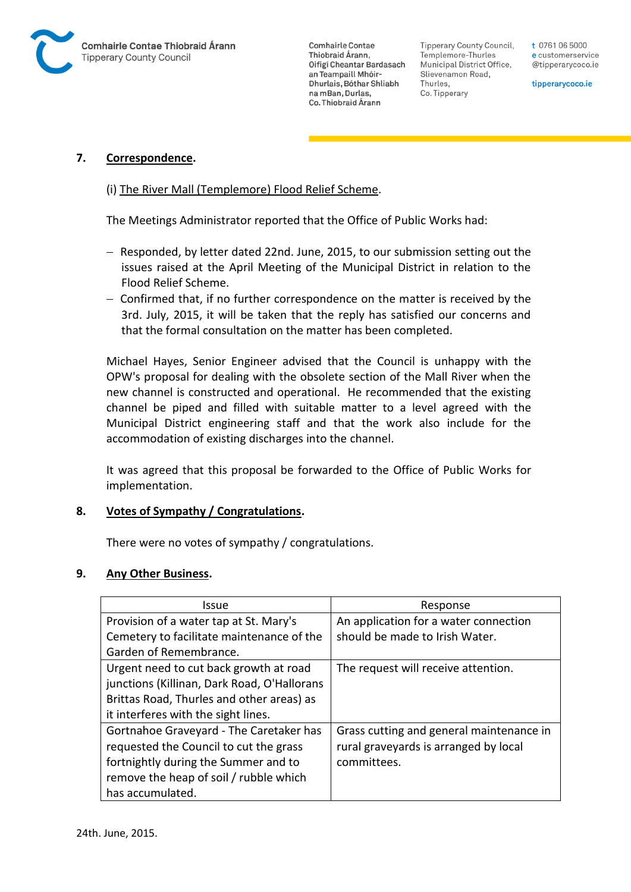7. **Correspondence.**

(i) The River Mall (Templemore) Flood Relief Scheme.

The Meetings Administrator reported that the Office of Public Works had:

- Responded, by letter dated 22nd. June, 2015, to our submission setting out the issues raised at the April Meeting of the Municipal District in relation to the Flood Relief Scheme.
- Confirmed that, if no further correspondence on the matter is received by the 3rd. July, 2015, it will be taken that the reply has satisfied our concerns and that the formal consultation on the matter has been completed.

Michael Hayes, Senior Engineer advised that the Council is unhappy with the OPW's proposal for dealing with the obsolete section of the Mall River when the new channel is constructed and operational. He recommended that the existing channel be piped and filled with suitable matter to a level agreed with the Municipal District engineering staff and that the work also include for the accommodation of existing discharges into the channel.

It was agreed that this proposal be forwarded to the Office of Public Works for implementation.

8. **Votes of Sympathy / Congratulations.**

There were no votes of sympathy / congratulations.

9. **Any Other Business.**

| Issue | Response |
|---|---|
| Provision of a water tap at St. Mary's Cemetery to facilitate maintenance of the Garden of Remembrance. | An application for a water connection should be made to Irish Water. |
| Urgent need to cut back growth at road junctions (Killinan, Dark Road, O'Hallorans Brittas Road, Thurles and other areas) as it interferes with the sight lines. | The request will receive attention. |
| Gortnahoe Graveyard - The Caretaker has requested the Council to cut the grass fortnightly during the Summer and to remove the heap of soil / rubble which has accumulated. | Grass cutting and general maintenance in rural graveyards is arranged by local committees. |

24th. June, 2015.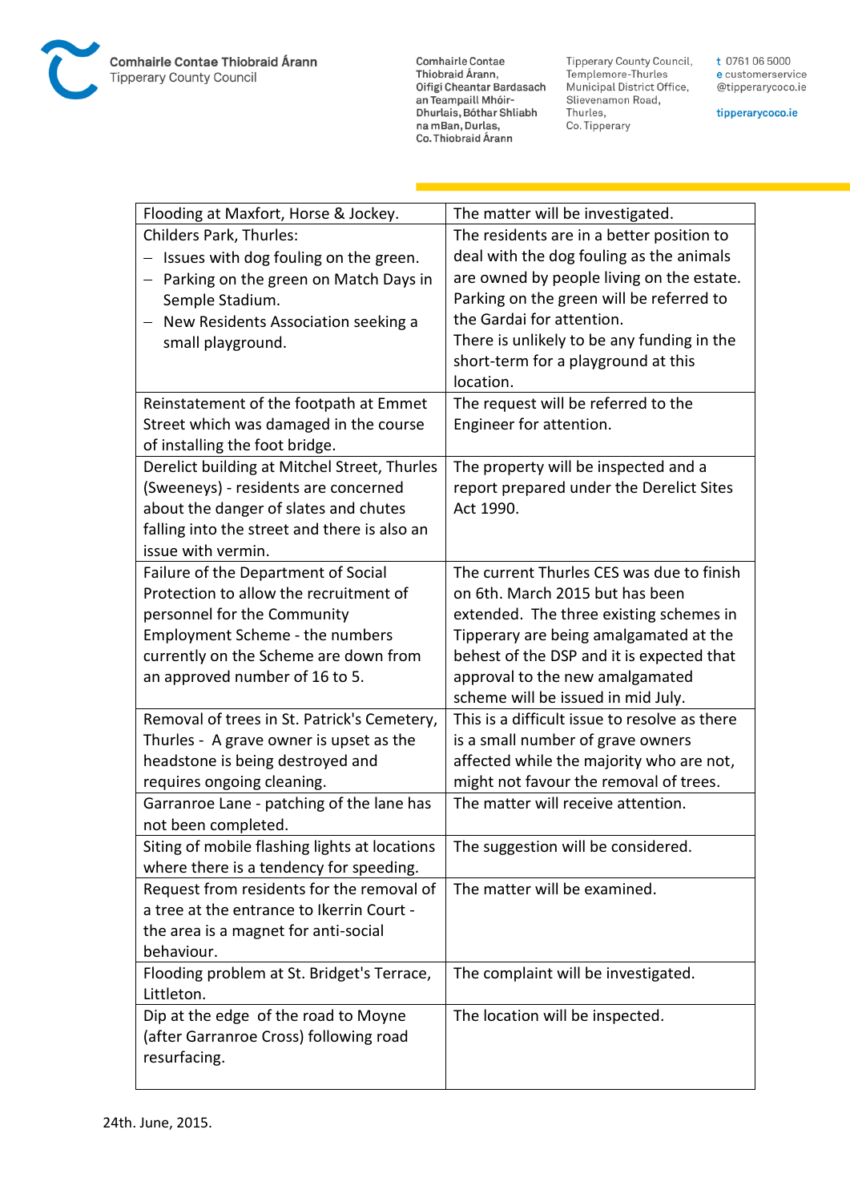| Flooding at Maxfort, Horse & Jockey. | The matter will be investigated. |
|---|---|
| Childers Park, Thurles:<br>– Issues with dog fouling on the green.<br>– Parking on the green on Match Days in Semple Stadium.<br>– New Residents Association seeking a small playground. | The residents are in a better position to deal with the dog fouling as the animals are owned by people living on the estate. Parking on the green will be referred to the Gardai for attention.<br>There is unlikely to be any funding in the short-term for a playground at this location. |
| Reinstatement of the footpath at Emmet Street which was damaged in the course of installing the foot bridge. | The request will be referred to the Engineer for attention. |
| Derelict building at Mitchel Street, Thurles (Sweeneys) - residents are concerned about the danger of slates and chutes falling into the street and there is also an issue with vermin. | The property will be inspected and a report prepared under the Derelict Sites Act 1990. |
| Failure of the Department of Social Protection to allow the recruitment of personnel for the Community Employment Scheme - the numbers currently on the Scheme are down from an approved number of 16 to 5. | The current Thurles CES was due to finish on 6th. March 2015 but has been extended. The three existing schemes in Tipperary are being amalgamated at the behest of the DSP and it is expected that approval to the new amalgamated scheme will be issued in mid July. |
| Removal of trees in St. Patrick's Cemetery, Thurles - A grave owner is upset as the headstone is being destroyed and requires ongoing cleaning. | This is a difficult issue to resolve as there is a small number of grave owners affected while the majority who are not, might not favour the removal of trees. |
| Garranroe Lane - patching of the lane has not been completed. | The matter will receive attention. |
| Siting of mobile flashing lights at locations where there is a tendency for speeding. | The suggestion will be considered. |
| Request from residents for the removal of a tree at the entrance to Ikerrin Court - the area is a magnet for anti-social behaviour. | The matter will be examined. |
| Flooding problem at St. Bridget's Terrace, Littleton. | The complaint will be investigated. |
| Dip at the edge of the road to Moyne (after Garranroe Cross) following road resurfacing. | The location will be inspected. |

24th. June, 2015.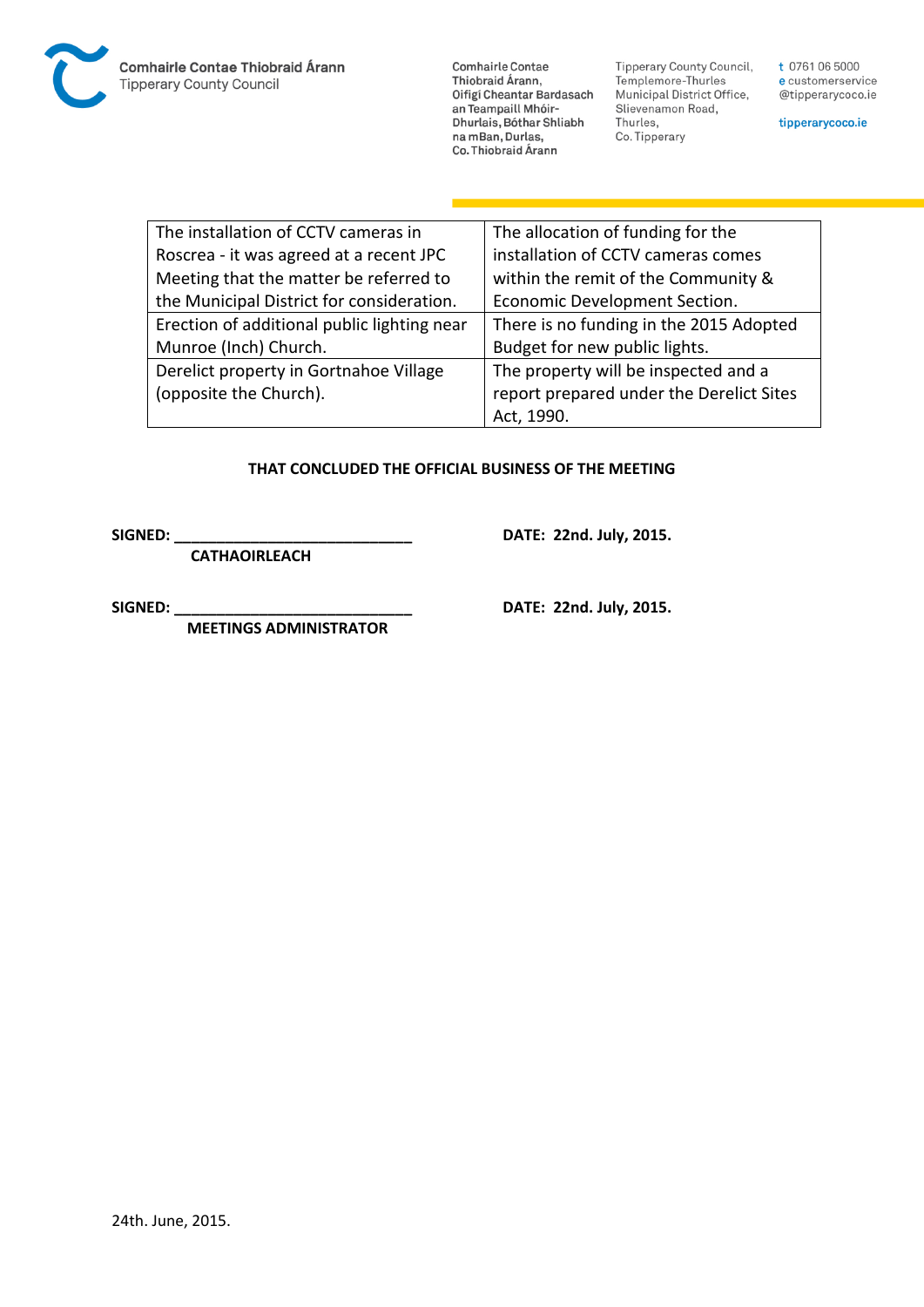| | |
|---|---|
| The installation of CCTV cameras in Roscrea - it was agreed at a recent JPC Meeting that the matter be referred to the Municipal District for consideration. | The allocation of funding for the installation of CCTV cameras comes within the remit of the Community & Economic Development Section. |
| Erection of additional public lighting near Munroe (Inch) Church. | There is no funding in the 2015 Adopted Budget for new public lights. |
| Derelict property in Gortnahoe Village (opposite the Church). | The property will be inspected and a report prepared under the Derelict Sites Act, 1990. |

**THAT CONCLUDED THE OFFICIAL BUSINESS OF THE MEETING**

**SIGNED: ____________________________** **DATE: 22nd. July, 2015.**
**CATHAOIRLEACH**

**SIGNED: ____________________________** **DATE: 22nd. July, 2015.**
**MEETINGS ADMINISTRATOR**

24th. June, 2015.